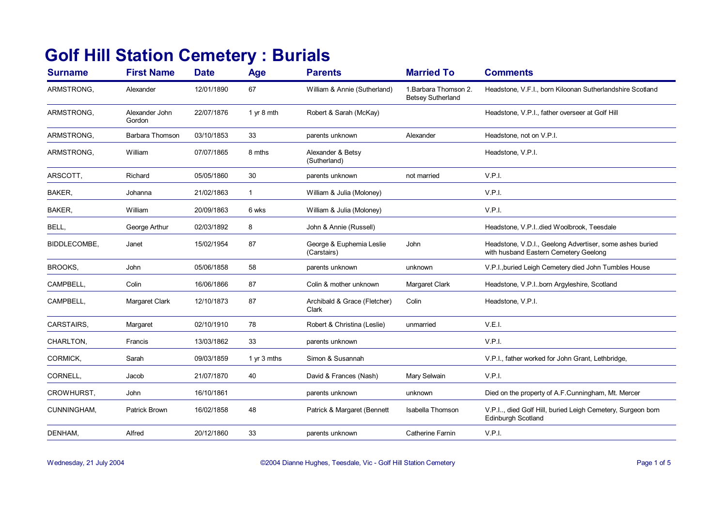# Golf Hill Station Cemetery : Burials

| Surname | First Name | Date | Age | Parents | Married To | Comments |
|---|---|---|---|---|---|---|
| ARMSTRONG, | Alexander | 12/01/1890 | 67 | William & Annie (Sutherland) | 1.Barbara Thomson 2. Betsey Sutherland | Headstone, V.F.I., born Kiloonan Sutherlandshire Scotland |
| ARMSTRONG, | Alexander John Gordon | 22/07/1876 | 1 yr 8 mth | Robert & Sarah (McKay) | | Headstone, V.P.I., father overseer at Golf Hill |
| ARMSTRONG, | Barbara Thomson | 03/10/1853 | 33 | parents unknown | Alexander | Headstone, not on V.P.I. |
| ARMSTRONG, | William | 07/07/1865 | 8 mths | Alexander & Betsy (Sutherland) | | Headstone, V.P.I. |
| ARSCOTT, | Richard | 05/05/1860 | 30 | parents unknown | not married | V.P.I. |
| BAKER, | Johanna | 21/02/1863 | 1 | William & Julia (Moloney) | | V.P.I. |
| BAKER, | William | 20/09/1863 | 6 wks | William & Julia (Moloney) | | V.P.I. |
| BELL, | George Arthur | 02/03/1892 | 8 | John & Annie (Russell) | | Headstone, V.P.I..died Woolbrook, Teesdale |
| BIDDLECOMBE, | Janet | 15/02/1954 | 87 | George & Euphemia Leslie (Carstairs) | John | Headstone, V.D.I., Geelong Advertiser, some ashes buried with husband Eastern Cemetery Geelong |
| BROOKS, | John | 05/06/1858 | 58 | parents unknown | unknown | V.P.I.,buried Leigh Cemetery died John Tumbles House |
| CAMPBELL, | Colin | 16/06/1866 | 87 | Colin & mother unknown | Margaret Clark | Headstone, V.P.I..born Argyleshire, Scotland |
| CAMPBELL, | Margaret Clark | 12/10/1873 | 87 | Archibald & Grace (Fletcher) Clark | Colin | Headstone, V.P.I. |
| CARSTAIRS, | Margaret | 02/10/1910 | 78 | Robert & Christina (Leslie) | unmarried | V.E.I. |
| CHARLTON, | Francis | 13/03/1862 | 33 | parents unknown | | V.P.I. |
| CORMICK, | Sarah | 09/03/1859 | 1 yr 3 mths | Simon & Susannah | | V.P.I., father worked for John Grant, Lethbridge, |
| CORNELL, | Jacob | 21/07/1870 | 40 | David & Frances (Nash) | Mary Selwain | V.P.I. |
| CROWHURST, | John | 16/10/1861 | | parents unknown | unknown | Died on the property of A.F.Cunningham, Mt. Mercer |
| CUNNINGHAM, | Patrick Brown | 16/02/1858 | 48 | Patrick & Margaret (Bennett | Isabella Thomson | V.P.I.., died Golf Hill, buried Leigh Cemetery, Surgeon born Edinburgh Scotland |
| DENHAM, | Alfred | 20/12/1860 | 33 | parents unknown | Catherine Farnin | V.P.I. |

Wednesday, 21 July 2004 — ©2004 Dianne Hughes, Teesdale, Vic - Golf Hill Station Cemetery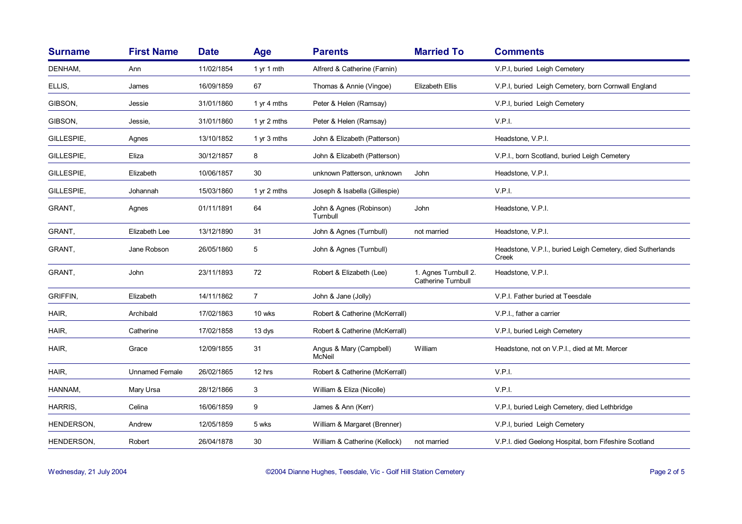| Surname | First Name | Date | Age | Parents | Married To | Comments |
|---|---|---|---|---|---|---|
| DENHAM, | Ann | 11/02/1854 | 1 yr 1 mth | Alfrerd & Catherine (Farnin) | | V.P.I, buried Leigh Cemetery |
| ELLIS, | James | 16/09/1859 | 67 | Thomas & Annie (Vingoe) | Elizabeth Ellis | V.P.I, buried Leigh Cemetery, born Cornwall England |
| GIBSON, | Jessie | 31/01/1860 | 1 yr 4 mths | Peter & Helen (Ramsay) | | V.P.I, buried Leigh Cemetery |
| GIBSON, | Jessie, | 31/01/1860 | 1 yr 2 mths | Peter & Helen (Ramsay) | | V.P.I. |
| GILLESPIE, | Agnes | 13/10/1852 | 1 yr 3 mths | John & Elizabeth (Patterson) | | Headstone, V.P.I. |
| GILLESPIE, | Eliza | 30/12/1857 | 8 | John & Elizabeth (Patterson) | | V.P.I., born Scotland, buried Leigh Cemetery |
| GILLESPIE, | Elizabeth | 10/06/1857 | 30 | unknown Patterson, unknown | John | Headstone, V.P.I. |
| GILLESPIE, | Johannah | 15/03/1860 | 1 yr 2 mths | Joseph & Isabella (Gillespie) | | V.P.I. |
| GRANT, | Agnes | 01/11/1891 | 64 | John & Agnes (Robinson) Turnbull | John | Headstone, V.P.I. |
| GRANT, | Elizabeth Lee | 13/12/1890 | 31 | John & Agnes (Turnbull) | not married | Headstone, V.P.I. |
| GRANT, | Jane Robson | 26/05/1860 | 5 | John & Agnes (Turnbull) | | Headstone, V.P.I., buried Leigh Cemetery, died Sutherlands Creek |
| GRANT, | John | 23/11/1893 | 72 | Robert & Elizabeth (Lee) | 1. Agnes Turnbull 2. Catherine Turnbull | Headstone, V.P.I. |
| GRIFFIN, | Elizabeth | 14/11/1862 | 7 | John & Jane (Jolly) | | V.P.I. Father buried at Teesdale |
| HAIR, | Archibald | 17/02/1863 | 10 wks | Robert & Catherine (McKerrall) | | V.P.I., father a carrier |
| HAIR, | Catherine | 17/02/1858 | 13 dys | Robert & Catherine (McKerrall) | | V.P.I, buried Leigh Cemetery |
| HAIR, | Grace | 12/09/1855 | 31 | Angus & Mary (Campbell) McNeil | William | Headstone, not on V.P.I., died at Mt. Mercer |
| HAIR, | Unnamed Female | 26/02/1865 | 12 hrs | Robert & Catherine (McKerrall) | | V.P.I. |
| HANNAM, | Mary Ursa | 28/12/1866 | 3 | William & Eliza (Nicolle) | | V.P.I. |
| HARRIS, | Celina | 16/06/1859 | 9 | James & Ann (Kerr) | | V.P.I, buried Leigh Cemetery, died Lethbridge |
| HENDERSON, | Andrew | 12/05/1859 | 5 wks | William & Margaret (Brenner) | | V.P.I, buried Leigh Cemetery |
| HENDERSON, | Robert | 26/04/1878 | 30 | William & Catherine (Kellock) | not married | V.P.I. died Geelong Hospital, born Fifeshire Scotland |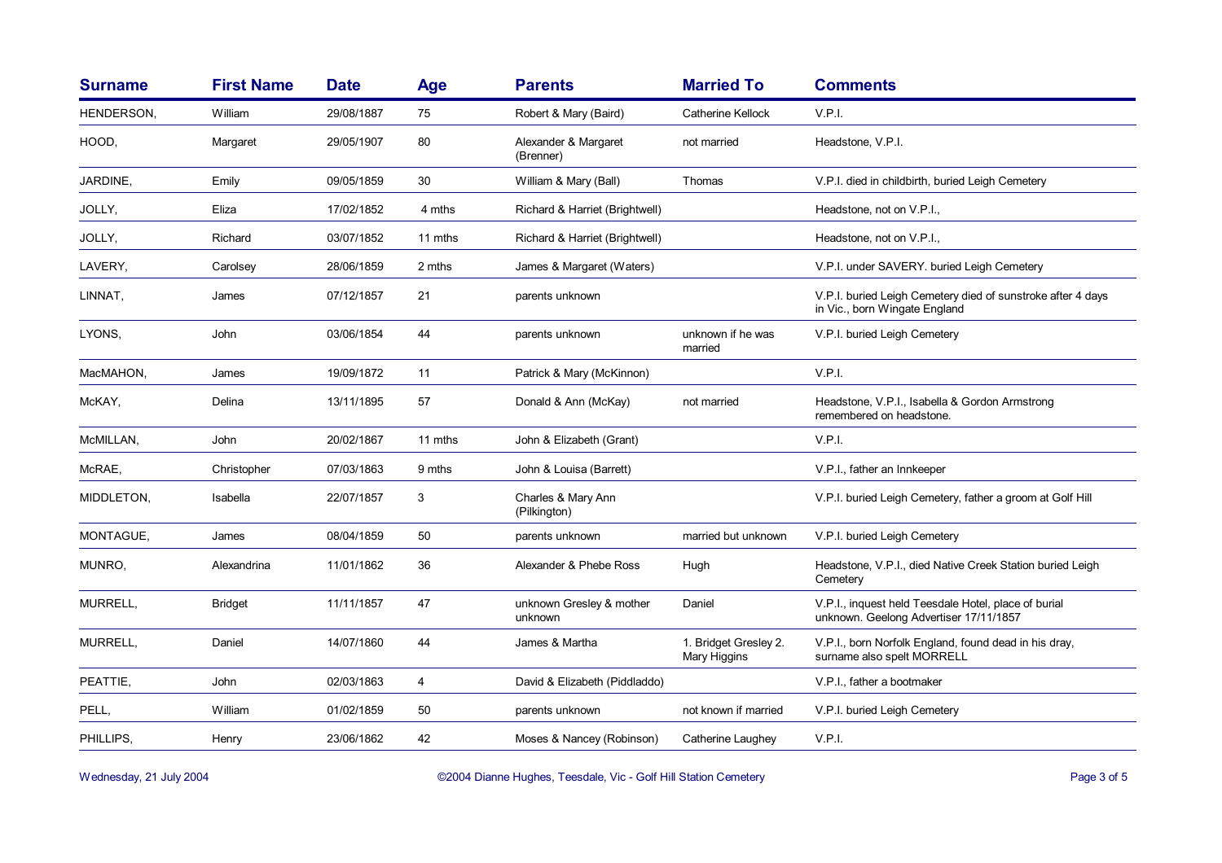| Surname | First Name | Date | Age | Parents | Married To | Comments |
|---|---|---|---|---|---|---|
| HENDERSON, | William | 29/08/1887 | 75 | Robert & Mary (Baird) | Catherine Kellock | V.P.I. |
| HOOD, | Margaret | 29/05/1907 | 80 | Alexander & Margaret (Brenner) | not married | Headstone, V.P.I. |
| JARDINE, | Emily | 09/05/1859 | 30 | William & Mary (Ball) | Thomas | V.P.I. died in childbirth, buried Leigh Cemetery |
| JOLLY, | Eliza | 17/02/1852 | 4 mths | Richard & Harriet (Brightwell) | | Headstone, not on V.P.I., |
| JOLLY, | Richard | 03/07/1852 | 11 mths | Richard & Harriet (Brightwell) | | Headstone, not on V.P.I., |
| LAVERY, | Carolsey | 28/06/1859 | 2 mths | James & Margaret (Waters) | | V.P.I. under SAVERY. buried Leigh Cemetery |
| LINNAT, | James | 07/12/1857 | 21 | parents unknown | | V.P.I. buried Leigh Cemetery died of sunstroke after 4 days in Vic., born Wingate England |
| LYONS, | John | 03/06/1854 | 44 | parents unknown | unknown if he was married | V.P.I. buried Leigh Cemetery |
| MacMAHON, | James | 19/09/1872 | 11 | Patrick & Mary (McKinnon) | | V.P.I. |
| McKAY, | Delina | 13/11/1895 | 57 | Donald & Ann (McKay) | not married | Headstone, V.P.I., Isabella & Gordon Armstrong remembered on headstone. |
| McMILLAN, | John | 20/02/1867 | 11 mths | John & Elizabeth (Grant) | | V.P.I. |
| McRAE, | Christopher | 07/03/1863 | 9 mths | John & Louisa (Barrett) | | V.P.I., father an Innkeeper |
| MIDDLETON, | Isabella | 22/07/1857 | 3 | Charles & Mary Ann (Pilkington) | | V.P.I. buried Leigh Cemetery, father a groom at Golf Hill |
| MONTAGUE, | James | 08/04/1859 | 50 | parents unknown | married but unknown | V.P.I. buried Leigh Cemetery |
| MUNRO, | Alexandrina | 11/01/1862 | 36 | Alexander & Phebe Ross | Hugh | Headstone, V.P.I., died Native Creek Station buried Leigh Cemetery |
| MURRELL, | Bridget | 11/11/1857 | 47 | unknown Gresley & mother unknown | Daniel | V.P.I., inquest held Teesdale Hotel, place of burial unknown. Geelong Advertiser 17/11/1857 |
| MURRELL, | Daniel | 14/07/1860 | 44 | James & Martha | 1. Bridget Gresley 2. Mary Higgins | V.P.I., born Norfolk England, found dead in his dray, surname also spelt MORRELL |
| PEATTIE, | John | 02/03/1863 | 4 | David & Elizabeth (Piddladdo) | | V.P.I., father a bootmaker |
| PELL, | William | 01/02/1859 | 50 | parents unknown | not known if married | V.P.I. buried Leigh Cemetery |
| PHILLIPS, | Henry | 23/06/1862 | 42 | Moses & Nancey (Robinson) | Catherine Laughey | V.P.I. |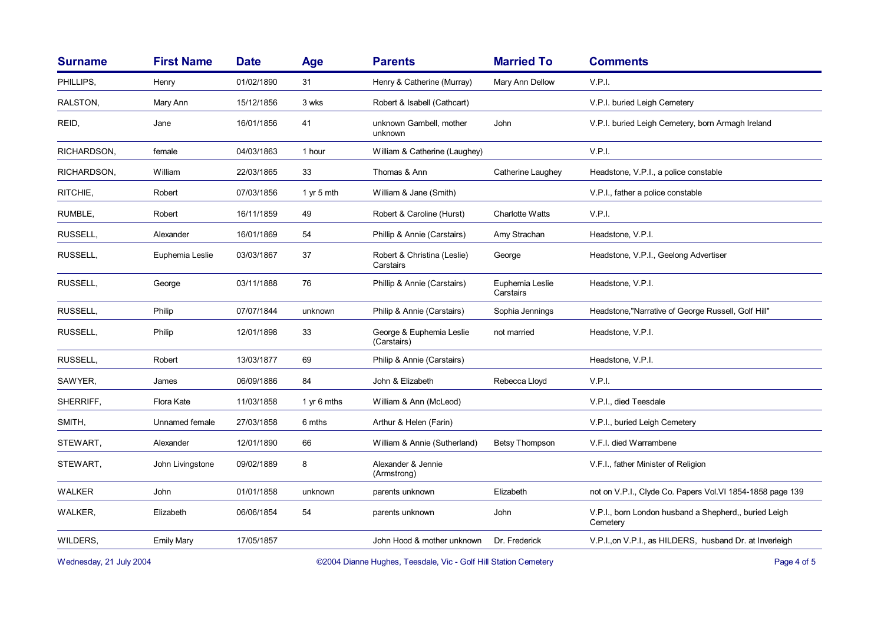| Surname | First Name | Date | Age | Parents | Married To | Comments |
|---|---|---|---|---|---|---|
| PHILLIPS, | Henry | 01/02/1890 | 31 | Henry & Catherine (Murray) | Mary Ann Dellow | V.P.I. |
| RALSTON, | Mary Ann | 15/12/1856 | 3 wks | Robert & Isabell (Cathcart) | | V.P.I. buried Leigh Cemetery |
| REID, | Jane | 16/01/1856 | 41 | unknown Gambell, mother unknown | John | V.P.I. buried Leigh Cemetery, born Armagh Ireland |
| RICHARDSON, | female | 04/03/1863 | 1 hour | William & Catherine (Laughey) | | V.P.I. |
| RICHARDSON, | William | 22/03/1865 | 33 | Thomas & Ann | Catherine Laughey | Headstone, V.P.I., a police constable |
| RITCHIE, | Robert | 07/03/1856 | 1 yr 5 mth | William & Jane (Smith) | | V.P.I., father a police constable |
| RUMBLE, | Robert | 16/11/1859 | 49 | Robert & Caroline (Hurst) | Charlotte Watts | V.P.I. |
| RUSSELL, | Alexander | 16/01/1869 | 54 | Phillip & Annie (Carstairs) | Amy Strachan | Headstone, V.P.I. |
| RUSSELL, | Euphemia Leslie | 03/03/1867 | 37 | Robert & Christina (Leslie) Carstairs | George | Headstone, V.P.I., Geelong Advertiser |
| RUSSELL, | George | 03/11/1888 | 76 | Phillip & Annie (Carstairs) | Euphemia Leslie Carstairs | Headstone, V.P.I. |
| RUSSELL, | Philip | 07/07/1844 | unknown | Philip & Annie (Carstairs) | Sophia Jennings | Headstone,"Narrative of George Russell, Golf Hill" |
| RUSSELL, | Philip | 12/01/1898 | 33 | George & Euphemia Leslie (Carstairs) | not married | Headstone, V.P.I. |
| RUSSELL, | Robert | 13/03/1877 | 69 | Philip & Annie (Carstairs) | | Headstone, V.P.I. |
| SAWYER, | James | 06/09/1886 | 84 | John & Elizabeth | Rebecca Lloyd | V.P.I. |
| SHERRIFF, | Flora Kate | 11/03/1858 | 1 yr 6 mths | William & Ann (McLeod) | | V.P.I., died Teesdale |
| SMITH, | Unnamed female | 27/03/1858 | 6 mths | Arthur & Helen (Farin) | | V.P.I., buried Leigh Cemetery |
| STEWART, | Alexander | 12/01/1890 | 66 | William & Annie (Sutherland) | Betsy Thompson | V.F.I. died Warrambene |
| STEWART, | John Livingstone | 09/02/1889 | 8 | Alexander & Jennie (Armstrong) | | V.F.I., father Minister of Religion |
| WALKER | John | 01/01/1858 | unknown | parents unknown | Elizabeth | not on V.P.I., Clyde Co. Papers Vol.VI 1854-1858 page 139 |
| WALKER, | Elizabeth | 06/06/1854 | 54 | parents unknown | John | V.P.I., born London husband a Shepherd,, buried Leigh Cemetery |
| WILDERS, | Emily Mary | 17/05/1857 | | John Hood & mother unknown | Dr. Frederick | V.P.I.,on V.P.I., as HILDERS, husband Dr. at Inverleigh |

Wednesday, 21 July 2004 — ©2004 Dianne Hughes, Teesdale, Vic - Golf Hill Station Cemetery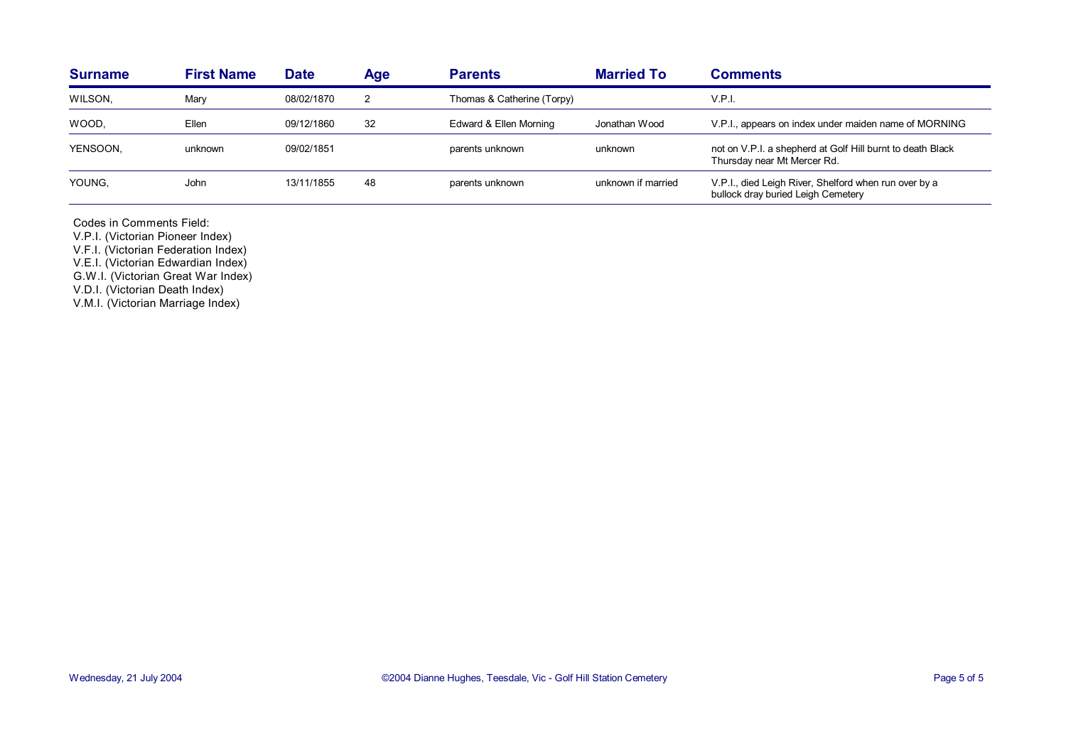| Surname | First Name | Date | Age | Parents | Married To | Comments |
|---|---|---|---|---|---|---|
| WILSON, | Mary | 08/02/1870 | 2 | Thomas & Catherine (Torpy) | | V.P.I. |
| WOOD, | Ellen | 09/12/1860 | 32 | Edward & Ellen Morning | Jonathan Wood | V.P.I., appears on index under maiden name of MORNING |
| YENSOON, | unknown | 09/02/1851 | | parents unknown | unknown | not on V.P.I. a shepherd at Golf Hill burnt to death Black Thursday near Mt Mercer Rd. |
| YOUNG, | John | 13/11/1855 | 48 | parents unknown | unknown if married | V.P.I., died Leigh River, Shelford when run over by a bullock dray buried Leigh Cemetery |

Codes in Comments Field:
V.P.I. (Victorian Pioneer Index)
V.F.I. (Victorian Federation Index)
V.E.I. (Victorian Edwardian Index)
G.W.I. (Victorian Great War Index)
V.D.I. (Victorian Death Index)
V.M.I. (Victorian Marriage Index)